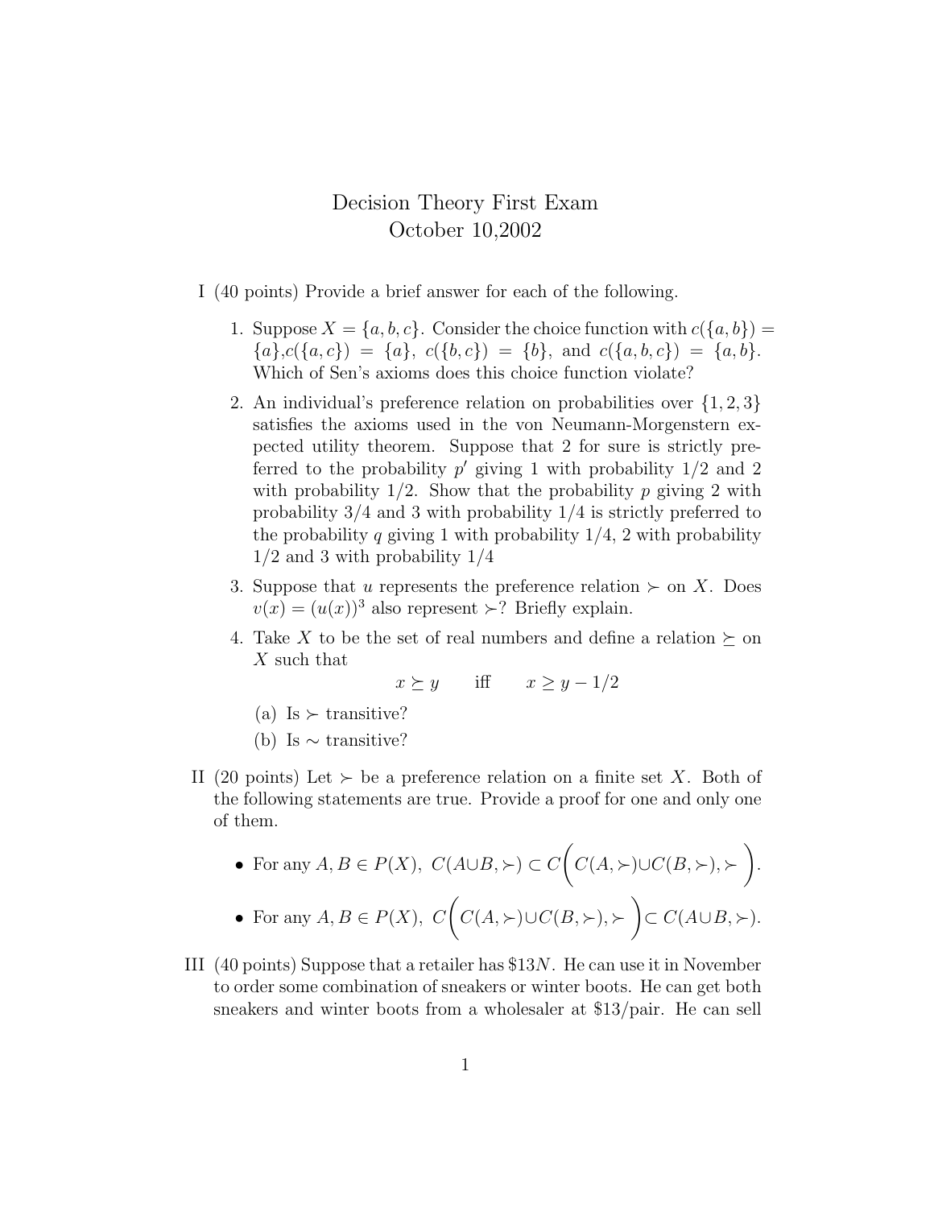# Decision Theory First Exam

October 10,2002

I (40 points) Provide a brief answer for each of the following.

1. Suppose $X = \{a, b, c\}$. Consider the choice function with $c(\{a, b\}) = \{a\}$,$c(\{a, c\}) = \{a\}$, $c(\{b, c\}) = \{b\}$, and $c(\{a, b, c\}) = \{a, b\}$. Which of Sen's axioms does this choice function violate?

2. An individual's preference relation on probabilities over $\{1, 2, 3\}$ satisfies the axioms used in the von Neumann-Morgenstern expected utility theorem. Suppose that 2 for sure is strictly preferred to the probability $p'$ giving 1 with probability 1/2 and 2 with probability 1/2. Show that the probability $p$ giving 2 with probability 3/4 and 3 with probability 1/4 is strictly preferred to the probability $q$ giving 1 with probability 1/4, 2 with probability 1/2 and 3 with probability 1/4

3. Suppose that $u$ represents the preference relation $\succ$ on $X$. Does $v(x) = (u(x))^3$ also represent $\succ$? Briefly explain.

4. Take $X$ to be the set of real numbers and define a relation $\succeq$ on $X$ such that

$$x \succeq y \qquad \text{iff} \qquad x \geq y - 1/2$$

   (a) Is $\succ$ transitive?

   (b) Is $\sim$ transitive?

II (20 points) Let $\succ$ be a preference relation on a finite set $X$. Both of the following statements are true. Provide a proof for one and only one of them.

- For any $A, B \in P(X)$, $C(A \cup B, \succ) \subset C\bigg(C(A, \succ) \cup C(B, \succ), \succ\bigg)$.

- For any $A, B \in P(X)$, $C\bigg(C(A, \succ) \cup C(B, \succ), \succ\bigg) \subset C(A \cup B, \succ)$.

III (40 points) Suppose that a retailer has \$13$N$. He can use it in November to order some combination of sneakers or winter boots. He can get both sneakers and winter boots from a wholesaler at \$13/pair. He can sell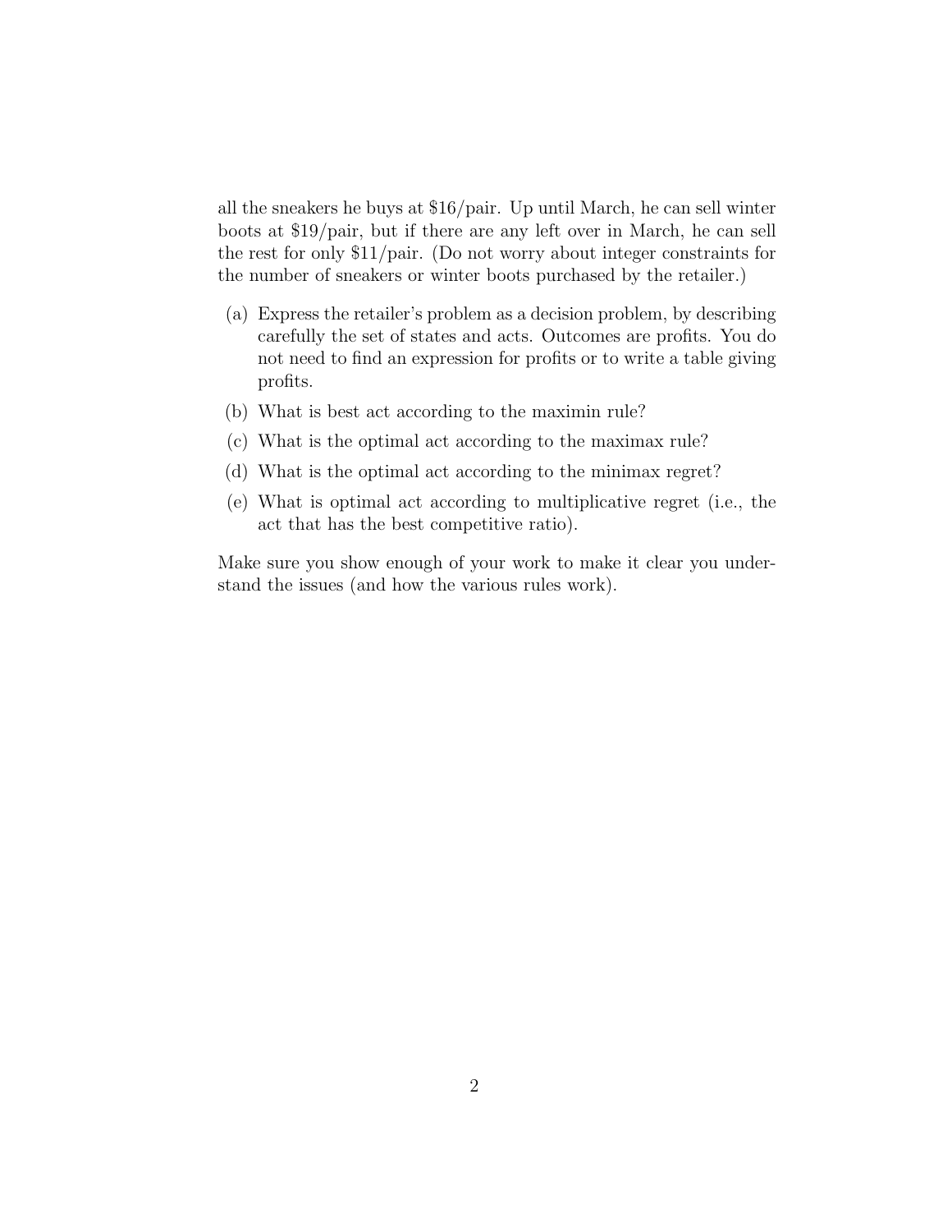all the sneakers he buys at \$16/pair. Up until March, he can sell winter boots at \$19/pair, but if there are any left over in March, he can sell the rest for only \$11/pair. (Do not worry about integer constraints for the number of sneakers or winter boots purchased by the retailer.)

(a) Express the retailer's problem as a decision problem, by describing carefully the set of states and acts. Outcomes are profits. You do not need to find an expression for profits or to write a table giving profits.

(b) What is best act according to the maximin rule?

(c) What is the optimal act according to the maximax rule?

(d) What is the optimal act according to the minimax regret?

(e) What is optimal act according to multiplicative regret (i.e., the act that has the best competitive ratio).

Make sure you show enough of your work to make it clear you understand the issues (and how the various rules work).